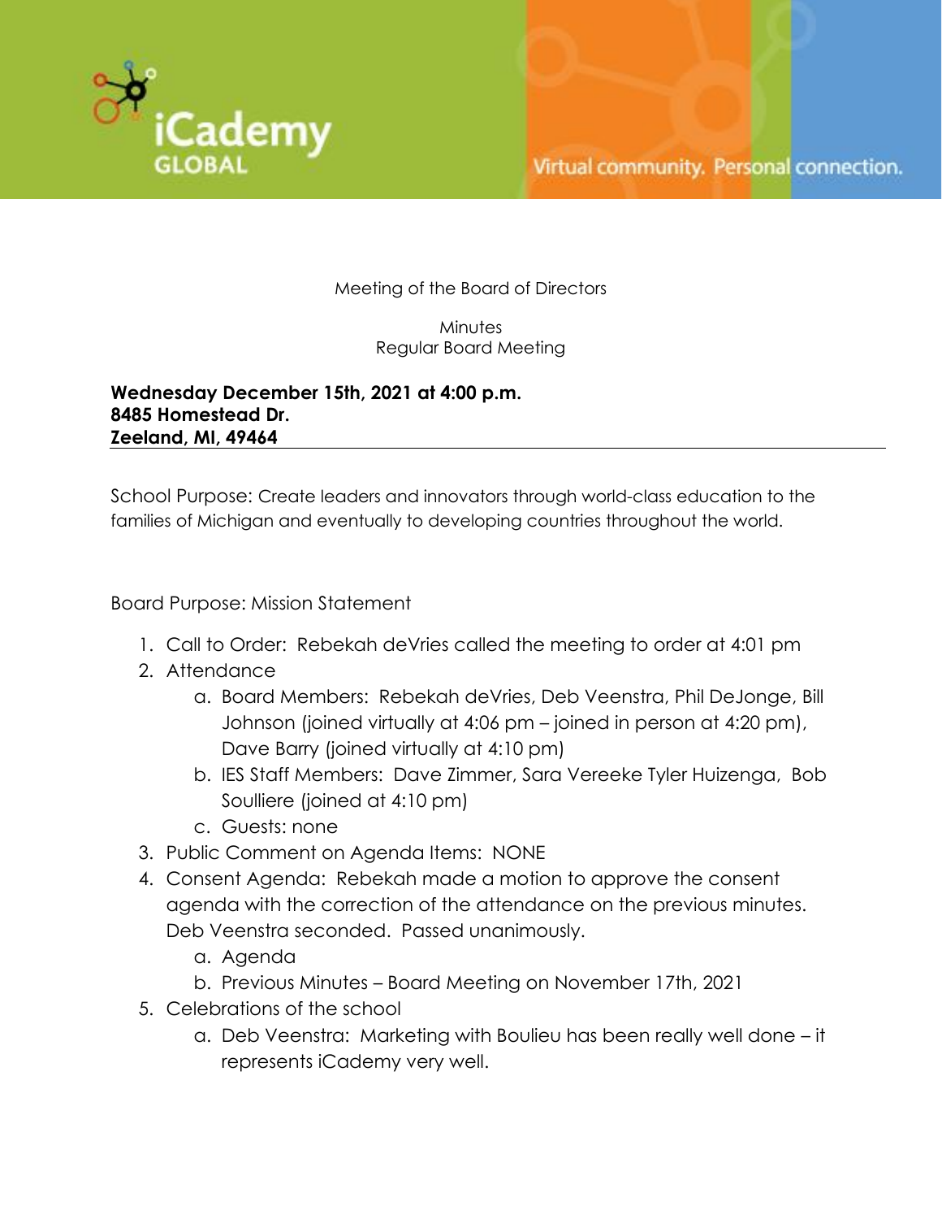iCademy GLOBAL

Virtual community. Personal connection.

Meeting of the Board of Directors

Minutes
Regular Board Meeting

**Wednesday December 15th, 2021 at 4:00 p.m.**
**8485 Homestead Dr.**
**Zeeland, MI, 49464**

School Purpose: Create leaders and innovators through world-class education to the families of Michigan and eventually to developing countries throughout the world.

Board Purpose: Mission Statement

1. Call to Order: Rebekah deVries called the meeting to order at 4:01 pm
2. Attendance
    a. Board Members: Rebekah deVries, Deb Veenstra, Phil DeJonge, Bill Johnson (joined virtually at 4:06 pm – joined in person at 4:20 pm), Dave Barry (joined virtually at 4:10 pm)
    b. IES Staff Members: Dave Zimmer, Sara Vereeke Tyler Huizenga, Bob Soulliere (joined at 4:10 pm)
    c. Guests: none
3. Public Comment on Agenda Items: NONE
4. Consent Agenda: Rebekah made a motion to approve the consent agenda with the correction of the attendance on the previous minutes. Deb Veenstra seconded. Passed unanimously.
    a. Agenda
    b. Previous Minutes – Board Meeting on November 17th, 2021
5. Celebrations of the school
    a. Deb Veenstra: Marketing with Boulieu has been really well done – it represents iCademy very well.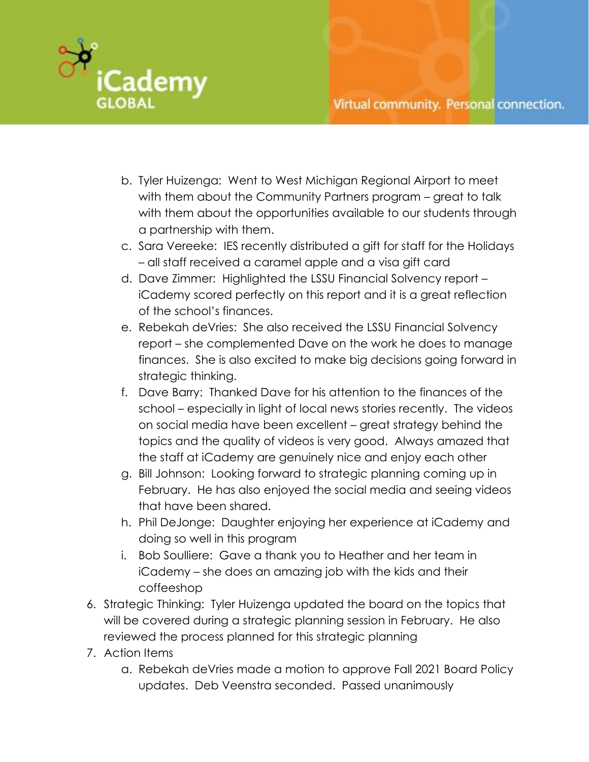b. Tyler Huizenga: Went to West Michigan Regional Airport to meet with them about the Community Partners program – great to talk with them about the opportunities available to our students through a partnership with them.
c. Sara Vereeke: IES recently distributed a gift for staff for the Holidays – all staff received a caramel apple and a visa gift card
d. Dave Zimmer: Highlighted the LSSU Financial Solvency report – iCademy scored perfectly on this report and it is a great reflection of the school's finances.
e. Rebekah deVries: She also received the LSSU Financial Solvency report – she complemented Dave on the work he does to manage finances. She is also excited to make big decisions going forward in strategic thinking.
f. Dave Barry: Thanked Dave for his attention to the finances of the school – especially in light of local news stories recently. The videos on social media have been excellent – great strategy behind the topics and the quality of videos is very good. Always amazed that the staff at iCademy are genuinely nice and enjoy each other
g. Bill Johnson: Looking forward to strategic planning coming up in February. He has also enjoyed the social media and seeing videos that have been shared.
h. Phil DeJonge: Daughter enjoying her experience at iCademy and doing so well in this program
i. Bob Soulliere: Gave a thank you to Heather and her team in iCademy – she does an amazing job with the kids and their coffeeshop

6. Strategic Thinking: Tyler Huizenga updated the board on the topics that will be covered during a strategic planning session in February. He also reviewed the process planned for this strategic planning
7. Action Items
   a. Rebekah deVries made a motion to approve Fall 2021 Board Policy updates. Deb Veenstra seconded. Passed unanimously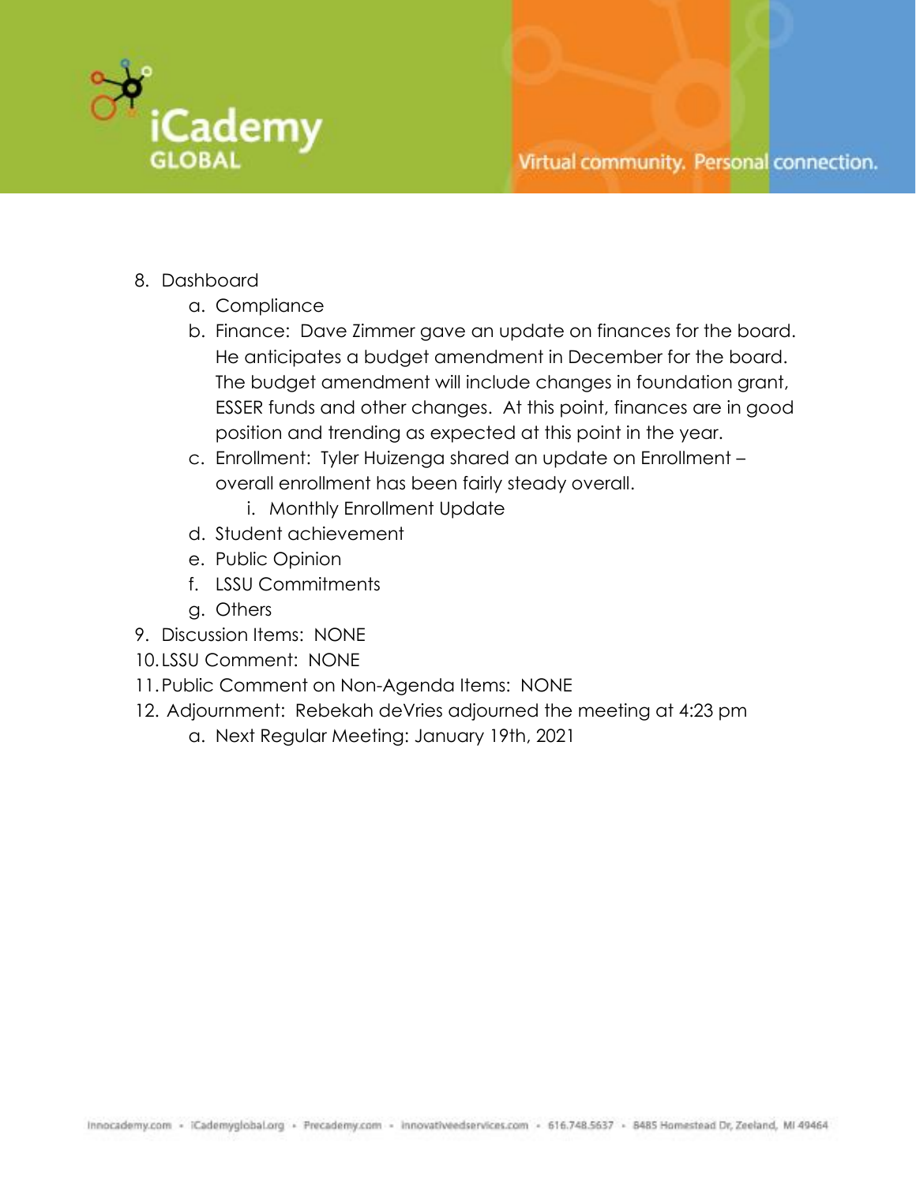8. Dashboard
    a. Compliance
    b. Finance: Dave Zimmer gave an update on finances for the board. He anticipates a budget amendment in December for the board. The budget amendment will include changes in foundation grant, ESSER funds and other changes. At this point, finances are in good position and trending as expected at this point in the year.
    c. Enrollment: Tyler Huizenga shared an update on Enrollment – overall enrollment has been fairly steady overall.
        i. Monthly Enrollment Update
    d. Student achievement
    e. Public Opinion
    f. LSSU Commitments
    g. Others
9. Discussion Items: NONE
10. LSSU Comment: NONE
11. Public Comment on Non-Agenda Items: NONE
12. Adjournment: Rebekah deVries adjourned the meeting at 4:23 pm
    a. Next Regular Meeting: January 19th, 2021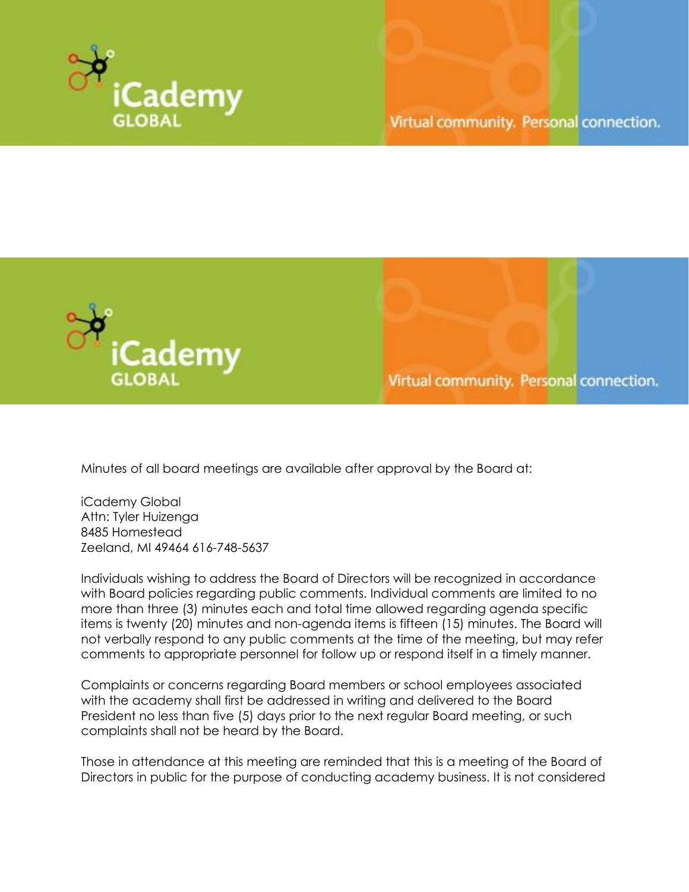Minutes of all board meetings are available after approval by the Board at:

iCademy Global
Attn: Tyler Huizenga
8485 Homestead
Zeeland, MI 49464 616-748-5637

Individuals wishing to address the Board of Directors will be recognized in accordance with Board policies regarding public comments. Individual comments are limited to no more than three (3) minutes each and total time allowed regarding agenda specific items is twenty (20) minutes and non-agenda items is fifteen (15) minutes. The Board will not verbally respond to any public comments at the time of the meeting, but may refer comments to appropriate personnel for follow up or respond itself in a timely manner.

Complaints or concerns regarding Board members or school employees associated with the academy shall first be addressed in writing and delivered to the Board President no less than five (5) days prior to the next regular Board meeting, or such complaints shall not be heard by the Board.

Those in attendance at this meeting are reminded that this is a meeting of the Board of Directors in public for the purpose of conducting academy business. It is not considered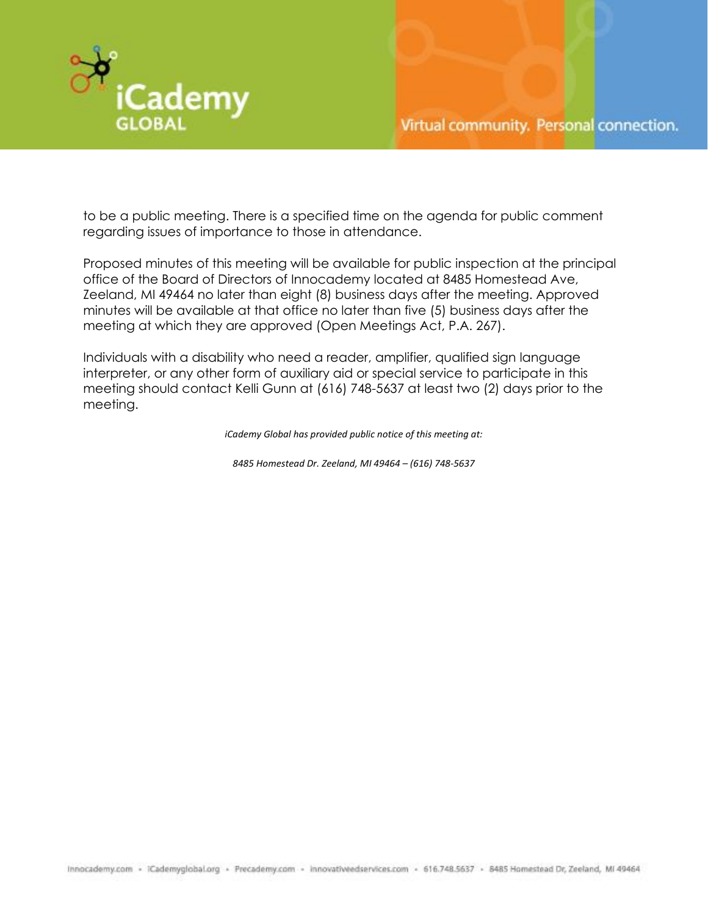to be a public meeting. There is a specified time on the agenda for public comment regarding issues of importance to those in attendance.

Proposed minutes of this meeting will be available for public inspection at the principal office of the Board of Directors of Innocademy located at 8485 Homestead Ave, Zeeland, MI 49464 no later than eight (8) business days after the meeting. Approved minutes will be available at that office no later than five (5) business days after the meeting at which they are approved (Open Meetings Act, P.A. 267).

Individuals with a disability who need a reader, amplifier, qualified sign language interpreter, or any other form of auxiliary aid or special service to participate in this meeting should contact Kelli Gunn at (616) 748-5637 at least two (2) days prior to the meeting.

*iCademy Global has provided public notice of this meeting at:*

*8485 Homestead Dr. Zeeland, MI 49464 – (616) 748-5637*